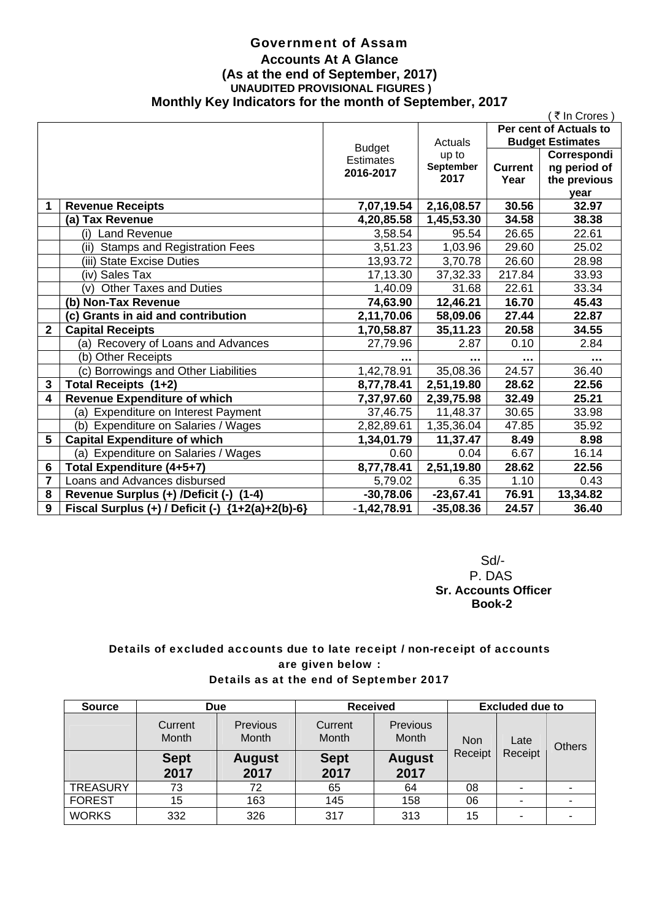# Government of Assam

## Accounts At A Glance

### (As at the end of September, 2017)

**UNAUDITED PROVISIONAL FIGURES )**

### Monthly Key Indicators for the month of September, 2017

( ₹ In Crores )

| | | Budget Estimates 2016-2017 | Actuals up to September 2017 | Per cent of Actuals to Budget Estimates | |
|---|---|---|---|---|---|
| | | | | Current Year | Corresponding period of the previous year |
| **1** | **Revenue Receipts** | **7,07,19.54** | **2,16,08.57** | **30.56** | **32.97** |
| | **(a) Tax Revenue** | **4,20,85.58** | **1,45,53.30** | **34.58** | **38.38** |
| | (i) Land Revenue | 3,58.54 | 95.54 | 26.65 | 22.61 |
| | (ii) Stamps and Registration Fees | 3,51.23 | 1,03.96 | 29.60 | 25.02 |
| | (iii) State Excise Duties | 13,93.72 | 3,70.78 | 26.60 | 28.98 |
| | (iv) Sales Tax | 17,13.30 | 37,32.33 | 217.84 | 33.93 |
| | (v) Other Taxes and Duties | 1,40.09 | 31.68 | 22.61 | 33.34 |
| | **(b) Non-Tax Revenue** | **74,63.90** | **12,46.21** | **16.70** | **45.43** |
| | **(c) Grants in aid and contribution** | **2,11,70.06** | **58,09.06** | **27.44** | **22.87** |
| **2** | **Capital Receipts** | **1,70,58.87** | **35,11.23** | **20.58** | **34.55** |
| | (a) Recovery of Loans and Advances | 27,79.96 | 2.87 | 0.10 | 2.84 |
| | (b) Other Receipts | ... | ... | ... | ... |
| | (c) Borrowings and Other Liabilities | 1,42,78.91 | 35,08.36 | 24.57 | 36.40 |
| **3** | **Total Receipts (1+2)** | **8,77,78.41** | **2,51,19.80** | **28.62** | **22.56** |
| **4** | **Revenue Expenditure of which** | **7,37,97.60** | **2,39,75.98** | **32.49** | **25.21** |
| | (a) Expenditure on Interest Payment | 37,46.75 | 11,48.37 | 30.65 | 33.98 |
| | (b) Expenditure on Salaries / Wages | 2,82,89.61 | 1,35,36.04 | 47.85 | 35.92 |
| **5** | **Capital Expenditure of which** | **1,34,01.79** | **11,37.47** | **8.49** | **8.98** |
| | (a) Expenditure on Salaries / Wages | 0.60 | 0.04 | 6.67 | 16.14 |
| **6** | **Total Expenditure (4+5+7)** | **8,77,78.41** | **2,51,19.80** | **28.62** | **22.56** |
| **7** | Loans and Advances disbursed | 5,79.02 | 6.35 | 1.10 | 0.43 |
| **8** | **Revenue Surplus (+) /Deficit (-) (1-4)** | **-30,78.06** | **-23,67.41** | **76.91** | **13,34.82** |
| **9** | **Fiscal Surplus (+) / Deficit (-) {1+2(a)+2(b)-6}** | **-1,42,78.91** | **-35,08.36** | **24.57** | **36.40** |

Sd/-
P. DAS
**Sr. Accounts Officer**
**Book-2**

**Details of excluded accounts due to late receipt / non-receipt of accounts are given below :**

**Details as at the end of September 2017**

| Source | Due | | Received | | Excluded due to | | |
|---|---|---|---|---|---|---|---|
| | Current Month | Previous Month | Current Month | Previous Month | Non Receipt | Late Receipt | Others |
| | **Sept 2017** | **August 2017** | **Sept 2017** | **August 2017** | | | |
| TREASURY | 73 | 72 | 65 | 64 | 08 | - | - |
| FOREST | 15 | 163 | 145 | 158 | 06 | - | - |
| WORKS | 332 | 326 | 317 | 313 | 15 | - | - |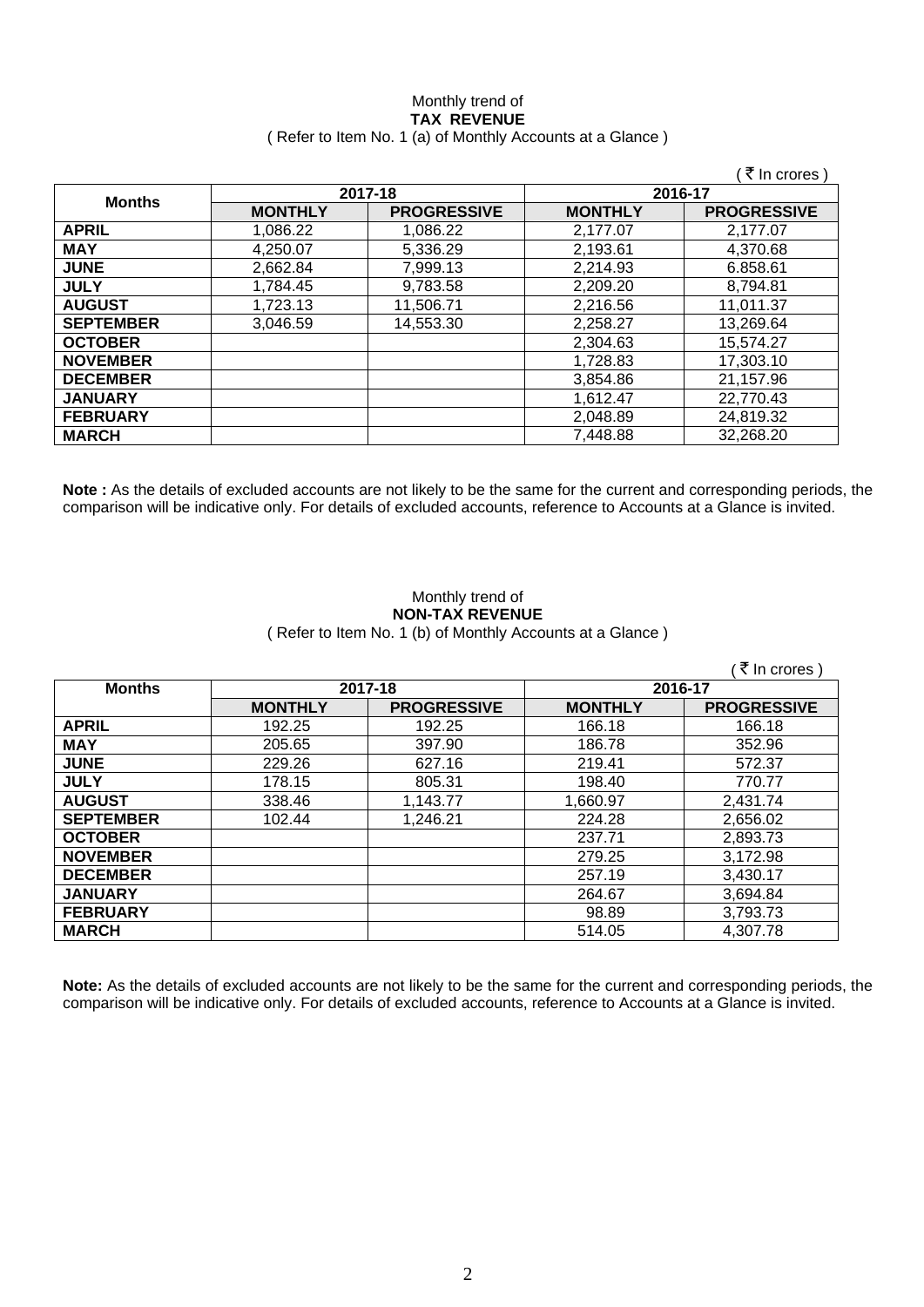Monthly trend of

**TAX REVENUE**

( Refer to Item No. 1 (a) of Monthly Accounts at a Glance )

( ₹ In crores )

| Months | 2017-18 | | 2016-17 | |
|---|---|---|---|---|
| | **MONTHLY** | **PROGRESSIVE** | **MONTHLY** | **PROGRESSIVE** |
| **APRIL** | 1,086.22 | 1,086.22 | 2,177.07 | 2,177.07 |
| **MAY** | 4,250.07 | 5,336.29 | 2,193.61 | 4,370.68 |
| **JUNE** | 2,662.84 | 7,999.13 | 2,214.93 | 6.858.61 |
| **JULY** | 1,784.45 | 9,783.58 | 2,209.20 | 8,794.81 |
| **AUGUST** | 1,723.13 | 11,506.71 | 2,216.56 | 11,011.37 |
| **SEPTEMBER** | 3,046.59 | 14,553.30 | 2,258.27 | 13,269.64 |
| **OCTOBER** | | | 2,304.63 | 15,574.27 |
| **NOVEMBER** | | | 1,728.83 | 17,303.10 |
| **DECEMBER** | | | 3,854.86 | 21,157.96 |
| **JANUARY** | | | 1,612.47 | 22,770.43 |
| **FEBRUARY** | | | 2,048.89 | 24,819.32 |
| **MARCH** | | | 7,448.88 | 32,268.20 |

**Note :** As the details of excluded accounts are not likely to be the same for the current and corresponding periods, the comparison will be indicative only. For details of excluded accounts, reference to Accounts at a Glance is invited.

Monthly trend of

**NON-TAX REVENUE**

( Refer to Item No. 1 (b) of Monthly Accounts at a Glance )

( ₹ In crores )

| Months | 2017-18 | | 2016-17 | |
|---|---|---|---|---|
| | **MONTHLY** | **PROGRESSIVE** | **MONTHLY** | **PROGRESSIVE** |
| **APRIL** | 192.25 | 192.25 | 166.18 | 166.18 |
| **MAY** | 205.65 | 397.90 | 186.78 | 352.96 |
| **JUNE** | 229.26 | 627.16 | 219.41 | 572.37 |
| **JULY** | 178.15 | 805.31 | 198.40 | 770.77 |
| **AUGUST** | 338.46 | 1,143.77 | 1,660.97 | 2,431.74 |
| **SEPTEMBER** | 102.44 | 1,246.21 | 224.28 | 2,656.02 |
| **OCTOBER** | | | 237.71 | 2,893.73 |
| **NOVEMBER** | | | 279.25 | 3,172.98 |
| **DECEMBER** | | | 257.19 | 3,430.17 |
| **JANUARY** | | | 264.67 | 3,694.84 |
| **FEBRUARY** | | | 98.89 | 3,793.73 |
| **MARCH** | | | 514.05 | 4,307.78 |

**Note:** As the details of excluded accounts are not likely to be the same for the current and corresponding periods, the comparison will be indicative only. For details of excluded accounts, reference to Accounts at a Glance is invited.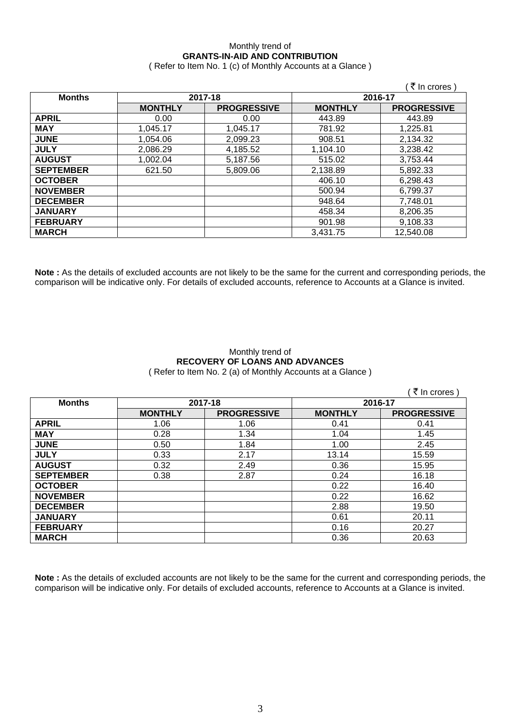Monthly trend of

**GRANTS-IN-AID AND CONTRIBUTION**

( Refer to Item No. 1 (c) of Monthly Accounts at a Glance )

( ₹ In crores )

| Months | 2017-18 | | 2016-17 | |
|---|---|---|---|---|
| | **MONTHLY** | **PROGRESSIVE** | **MONTHLY** | **PROGRESSIVE** |
| **APRIL** | 0.00 | 0.00 | 443.89 | 443.89 |
| **MAY** | 1,045.17 | 1,045.17 | 781.92 | 1,225.81 |
| **JUNE** | 1,054.06 | 2,099.23 | 908.51 | 2,134.32 |
| **JULY** | 2,086.29 | 4,185.52 | 1,104.10 | 3,238.42 |
| **AUGUST** | 1,002.04 | 5,187.56 | 515.02 | 3,753.44 |
| **SEPTEMBER** | 621.50 | 5,809.06 | 2,138.89 | 5,892.33 |
| **OCTOBER** | | | 406.10 | 6,298.43 |
| **NOVEMBER** | | | 500.94 | 6,799.37 |
| **DECEMBER** | | | 948.64 | 7,748.01 |
| **JANUARY** | | | 458.34 | 8,206.35 |
| **FEBRUARY** | | | 901.98 | 9,108.33 |
| **MARCH** | | | 3,431.75 | 12,540.08 |

**Note :** As the details of excluded accounts are not likely to be the same for the current and corresponding periods, the comparison will be indicative only. For details of excluded accounts, reference to Accounts at a Glance is invited.

Monthly trend of

**RECOVERY OF LOANS AND ADVANCES**

( Refer to Item No. 2 (a) of Monthly Accounts at a Glance )

( ₹ In crores )

| Months | 2017-18 | | 2016-17 | |
|---|---|---|---|---|
| | **MONTHLY** | **PROGRESSIVE** | **MONTHLY** | **PROGRESSIVE** |
| **APRIL** | 1.06 | 1.06 | 0.41 | 0.41 |
| **MAY** | 0.28 | 1.34 | 1.04 | 1.45 |
| **JUNE** | 0.50 | 1.84 | 1.00 | 2.45 |
| **JULY** | 0.33 | 2.17 | 13.14 | 15.59 |
| **AUGUST** | 0.32 | 2.49 | 0.36 | 15.95 |
| **SEPTEMBER** | 0.38 | 2.87 | 0.24 | 16.18 |
| **OCTOBER** | | | 0.22 | 16.40 |
| **NOVEMBER** | | | 0.22 | 16.62 |
| **DECEMBER** | | | 2.88 | 19.50 |
| **JANUARY** | | | 0.61 | 20.11 |
| **FEBRUARY** | | | 0.16 | 20.27 |
| **MARCH** | | | 0.36 | 20.63 |

**Note :** As the details of excluded accounts are not likely to be the same for the current and corresponding periods, the comparison will be indicative only. For details of excluded accounts, reference to Accounts at a Glance is invited.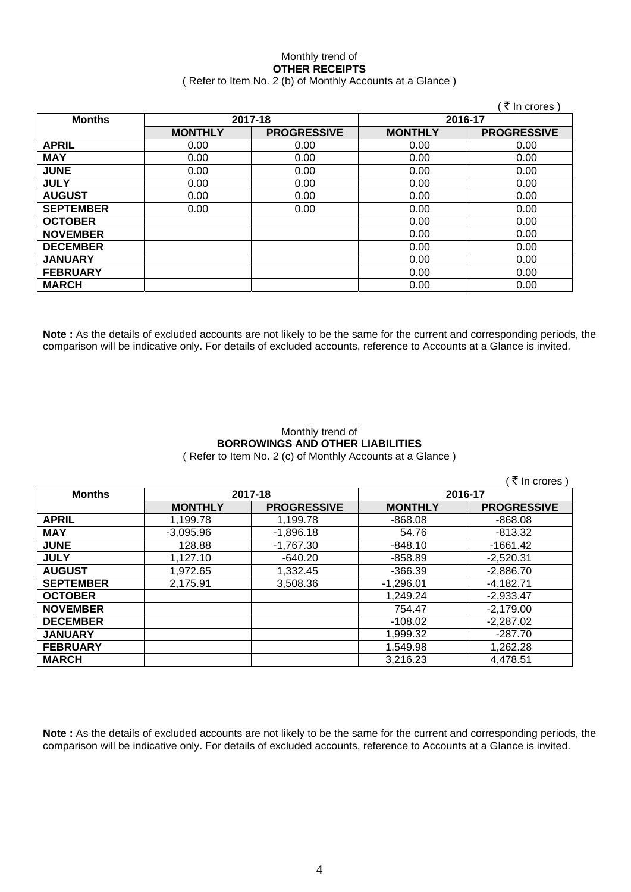Monthly trend of
**OTHER RECEIPTS**
( Refer to Item No. 2 (b) of Monthly Accounts at a Glance )

( ₹ In crores )

| Months | 2017-18 | | 2016-17 | |
|---|---|---|---|---|
| | **MONTHLY** | **PROGRESSIVE** | **MONTHLY** | **PROGRESSIVE** |
| **APRIL** | 0.00 | 0.00 | 0.00 | 0.00 |
| **MAY** | 0.00 | 0.00 | 0.00 | 0.00 |
| **JUNE** | 0.00 | 0.00 | 0.00 | 0.00 |
| **JULY** | 0.00 | 0.00 | 0.00 | 0.00 |
| **AUGUST** | 0.00 | 0.00 | 0.00 | 0.00 |
| **SEPTEMBER** | 0.00 | 0.00 | 0.00 | 0.00 |
| **OCTOBER** | | | 0.00 | 0.00 |
| **NOVEMBER** | | | 0.00 | 0.00 |
| **DECEMBER** | | | 0.00 | 0.00 |
| **JANUARY** | | | 0.00 | 0.00 |
| **FEBRUARY** | | | 0.00 | 0.00 |
| **MARCH** | | | 0.00 | 0.00 |

**Note :** As the details of excluded accounts are not likely to be the same for the current and corresponding periods, the comparison will be indicative only. For details of excluded accounts, reference to Accounts at a Glance is invited.

Monthly trend of
**BORROWINGS AND OTHER LIABILITIES**
( Refer to Item No. 2 (c) of Monthly Accounts at a Glance )

( ₹ In crores )

| Months | 2017-18 | | 2016-17 | |
|---|---|---|---|---|
| | **MONTHLY** | **PROGRESSIVE** | **MONTHLY** | **PROGRESSIVE** |
| **APRIL** | 1,199.78 | 1,199.78 | -868.08 | -868.08 |
| **MAY** | -3,095.96 | -1,896.18 | 54.76 | -813.32 |
| **JUNE** | 128.88 | -1,767.30 | -848.10 | -1661.42 |
| **JULY** | 1,127.10 | -640.20 | -858.89 | -2,520.31 |
| **AUGUST** | 1,972.65 | 1,332.45 | -366.39 | -2,886.70 |
| **SEPTEMBER** | 2,175.91 | 3,508.36 | -1,296.01 | -4,182.71 |
| **OCTOBER** | | | 1,249.24 | -2,933.47 |
| **NOVEMBER** | | | 754.47 | -2,179.00 |
| **DECEMBER** | | | -108.02 | -2,287.02 |
| **JANUARY** | | | 1,999.32 | -287.70 |
| **FEBRUARY** | | | 1,549.98 | 1,262.28 |
| **MARCH** | | | 3,216.23 | 4,478.51 |

**Note :** As the details of excluded accounts are not likely to be the same for the current and corresponding periods, the comparison will be indicative only. For details of excluded accounts, reference to Accounts at a Glance is invited.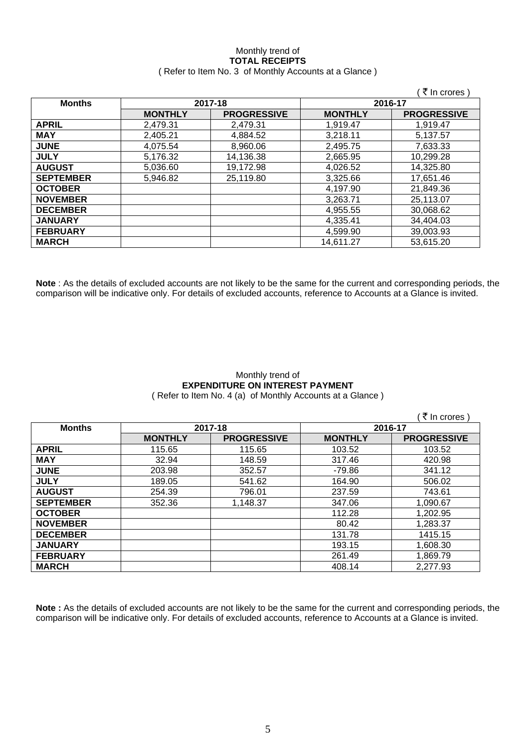Monthly trend of

**TOTAL RECEIPTS**

( Refer to Item No. 3 of Monthly Accounts at a Glance )

( ₹ In crores )

| Months | 2017-18 | | 2016-17 | |
|---|---|---|---|---|
| | **MONTHLY** | **PROGRESSIVE** | **MONTHLY** | **PROGRESSIVE** |
| **APRIL** | 2,479.31 | 2,479.31 | 1,919.47 | 1,919.47 |
| **MAY** | 2,405.21 | 4,884.52 | 3,218.11 | 5,137.57 |
| **JUNE** | 4,075.54 | 8,960.06 | 2,495.75 | 7,633.33 |
| **JULY** | 5,176.32 | 14,136.38 | 2,665.95 | 10,299.28 |
| **AUGUST** | 5,036.60 | 19,172.98 | 4,026.52 | 14,325.80 |
| **SEPTEMBER** | 5,946.82 | 25,119.80 | 3,325.66 | 17,651.46 |
| **OCTOBER** | | | 4,197.90 | 21,849.36 |
| **NOVEMBER** | | | 3,263.71 | 25,113.07 |
| **DECEMBER** | | | 4,955.55 | 30,068.62 |
| **JANUARY** | | | 4,335.41 | 34,404.03 |
| **FEBRUARY** | | | 4,599.90 | 39,003.93 |
| **MARCH** | | | 14,611.27 | 53,615.20 |

**Note** : As the details of excluded accounts are not likely to be the same for the current and corresponding periods, the comparison will be indicative only. For details of excluded accounts, reference to Accounts at a Glance is invited.

Monthly trend of

**EXPENDITURE ON INTEREST PAYMENT**

( Refer to Item No. 4 (a) of Monthly Accounts at a Glance )

( ₹ In crores )

| Months | 2017-18 | | 2016-17 | |
|---|---|---|---|---|
| | **MONTHLY** | **PROGRESSIVE** | **MONTHLY** | **PROGRESSIVE** |
| **APRIL** | 115.65 | 115.65 | 103.52 | 103.52 |
| **MAY** | 32.94 | 148.59 | 317.46 | 420.98 |
| **JUNE** | 203.98 | 352.57 | -79.86 | 341.12 |
| **JULY** | 189.05 | 541.62 | 164.90 | 506.02 |
| **AUGUST** | 254.39 | 796.01 | 237.59 | 743.61 |
| **SEPTEMBER** | 352.36 | 1,148.37 | 347.06 | 1,090.67 |
| **OCTOBER** | | | 112.28 | 1,202.95 |
| **NOVEMBER** | | | 80.42 | 1,283.37 |
| **DECEMBER** | | | 131.78 | 1415.15 |
| **JANUARY** | | | 193.15 | 1,608.30 |
| **FEBRUARY** | | | 261.49 | 1,869.79 |
| **MARCH** | | | 408.14 | 2,277.93 |

**Note :** As the details of excluded accounts are not likely to be the same for the current and corresponding periods, the comparison will be indicative only. For details of excluded accounts, reference to Accounts at a Glance is invited.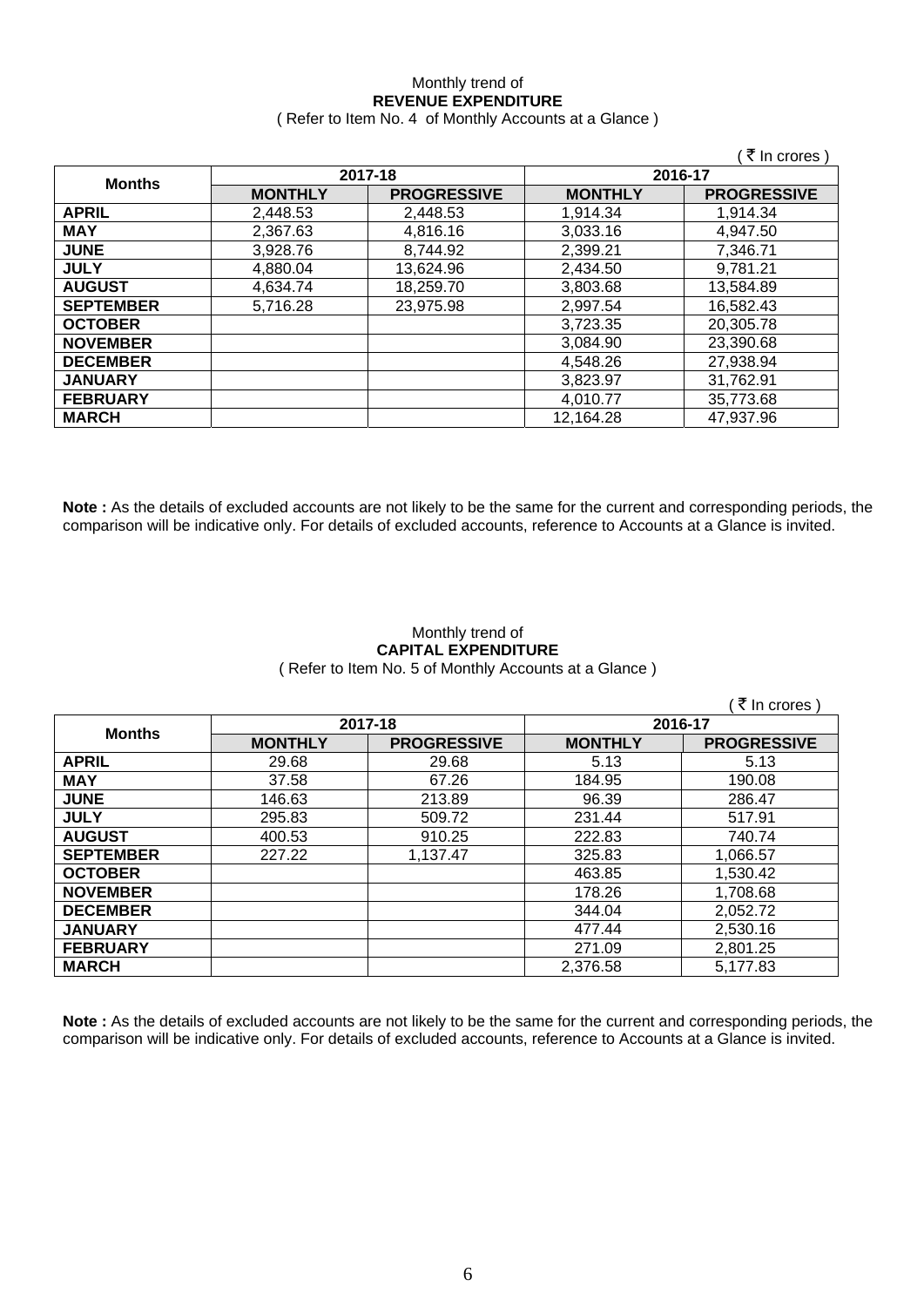Monthly trend of
**REVENUE EXPENDITURE**
( Refer to Item No. 4 of Monthly Accounts at a Glance )

( ₹ In crores )

| Months | 2017-18 | | 2016-17 | |
|---|---|---|---|---|
| | MONTHLY | PROGRESSIVE | MONTHLY | PROGRESSIVE |
| **APRIL** | 2,448.53 | 2,448.53 | 1,914.34 | 1,914.34 |
| **MAY** | 2,367.63 | 4,816.16 | 3,033.16 | 4,947.50 |
| **JUNE** | 3,928.76 | 8,744.92 | 2,399.21 | 7,346.71 |
| **JULY** | 4,880.04 | 13,624.96 | 2,434.50 | 9,781.21 |
| **AUGUST** | 4,634.74 | 18,259.70 | 3,803.68 | 13,584.89 |
| **SEPTEMBER** | 5,716.28 | 23,975.98 | 2,997.54 | 16,582.43 |
| **OCTOBER** | | | 3,723.35 | 20,305.78 |
| **NOVEMBER** | | | 3,084.90 | 23,390.68 |
| **DECEMBER** | | | 4,548.26 | 27,938.94 |
| **JANUARY** | | | 3,823.97 | 31,762.91 |
| **FEBRUARY** | | | 4,010.77 | 35,773.68 |
| **MARCH** | | | 12,164.28 | 47,937.96 |

**Note :** As the details of excluded accounts are not likely to be the same for the current and corresponding periods, the comparison will be indicative only. For details of excluded accounts, reference to Accounts at a Glance is invited.

Monthly trend of
**CAPITAL EXPENDITURE**
( Refer to Item No. 5 of Monthly Accounts at a Glance )

( ₹ In crores )

| Months | 2017-18 | | 2016-17 | |
|---|---|---|---|---|
| | MONTHLY | PROGRESSIVE | MONTHLY | PROGRESSIVE |
| **APRIL** | 29.68 | 29.68 | 5.13 | 5.13 |
| **MAY** | 37.58 | 67.26 | 184.95 | 190.08 |
| **JUNE** | 146.63 | 213.89 | 96.39 | 286.47 |
| **JULY** | 295.83 | 509.72 | 231.44 | 517.91 |
| **AUGUST** | 400.53 | 910.25 | 222.83 | 740.74 |
| **SEPTEMBER** | 227.22 | 1,137.47 | 325.83 | 1,066.57 |
| **OCTOBER** | | | 463.85 | 1,530.42 |
| **NOVEMBER** | | | 178.26 | 1,708.68 |
| **DECEMBER** | | | 344.04 | 2,052.72 |
| **JANUARY** | | | 477.44 | 2,530.16 |
| **FEBRUARY** | | | 271.09 | 2,801.25 |
| **MARCH** | | | 2,376.58 | 5,177.83 |

**Note :** As the details of excluded accounts are not likely to be the same for the current and corresponding periods, the comparison will be indicative only. For details of excluded accounts, reference to Accounts at a Glance is invited.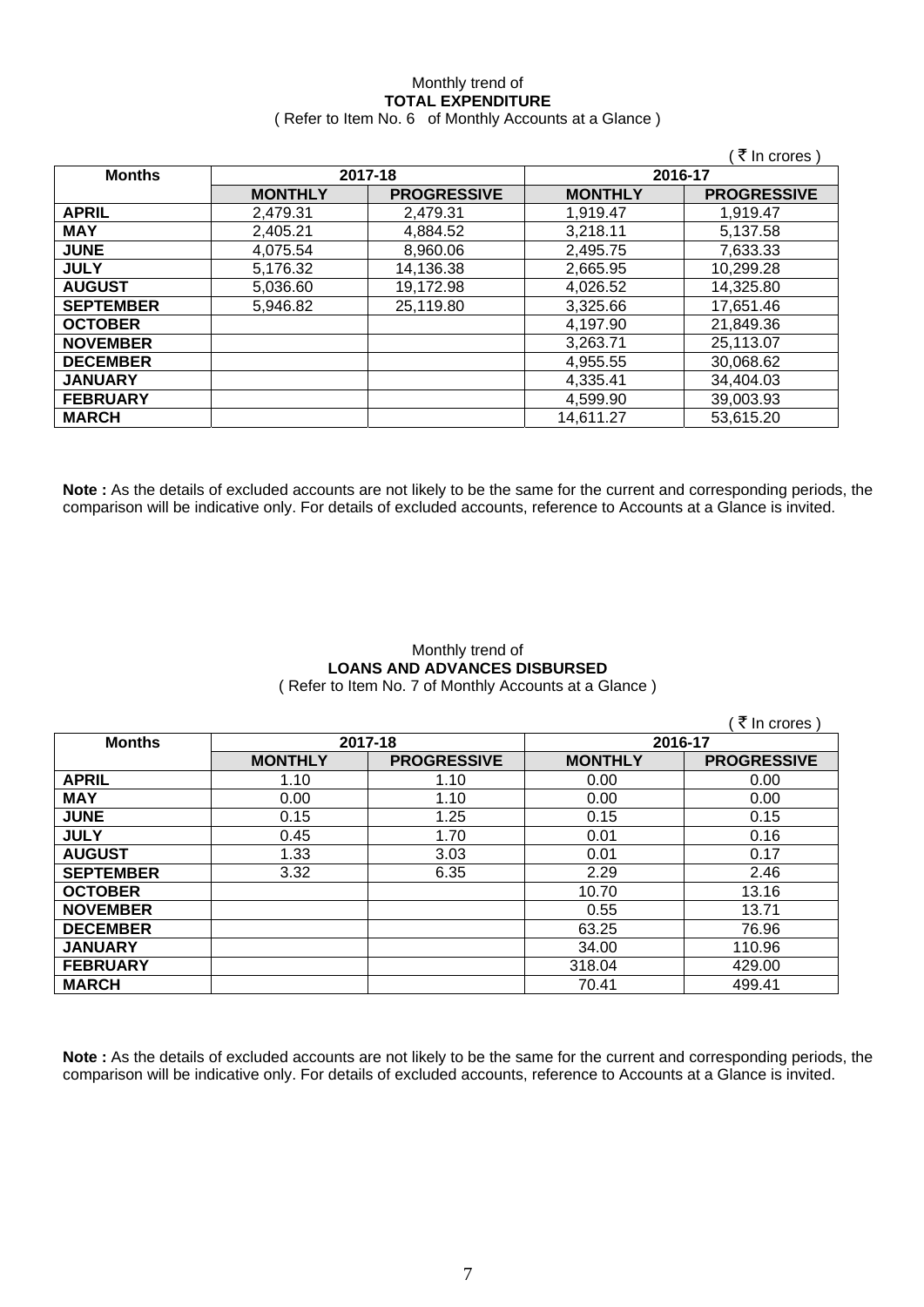Monthly trend of

**TOTAL EXPENDITURE**

( Refer to Item No. 6 of Monthly Accounts at a Glance )

( ₹ In crores )

| Months | 2017-18 | | 2016-17 | |
|---|---|---|---|---|
| | **MONTHLY** | **PROGRESSIVE** | **MONTHLY** | **PROGRESSIVE** |
| **APRIL** | 2,479.31 | 2,479.31 | 1,919.47 | 1,919.47 |
| **MAY** | 2,405.21 | 4,884.52 | 3,218.11 | 5,137.58 |
| **JUNE** | 4,075.54 | 8,960.06 | 2,495.75 | 7,633.33 |
| **JULY** | 5,176.32 | 14,136.38 | 2,665.95 | 10,299.28 |
| **AUGUST** | 5,036.60 | 19,172.98 | 4,026.52 | 14,325.80 |
| **SEPTEMBER** | 5,946.82 | 25,119.80 | 3,325.66 | 17,651.46 |
| **OCTOBER** | | | 4,197.90 | 21,849.36 |
| **NOVEMBER** | | | 3,263.71 | 25,113.07 |
| **DECEMBER** | | | 4,955.55 | 30,068.62 |
| **JANUARY** | | | 4,335.41 | 34,404.03 |
| **FEBRUARY** | | | 4,599.90 | 39,003.93 |
| **MARCH** | | | 14,611.27 | 53,615.20 |

**Note :** As the details of excluded accounts are not likely to be the same for the current and corresponding periods, the comparison will be indicative only. For details of excluded accounts, reference to Accounts at a Glance is invited.

Monthly trend of

**LOANS AND ADVANCES DISBURSED**

( Refer to Item No. 7 of Monthly Accounts at a Glance )

( ₹ In crores )

| Months | 2017-18 | | 2016-17 | |
|---|---|---|---|---|
| | **MONTHLY** | **PROGRESSIVE** | **MONTHLY** | **PROGRESSIVE** |
| **APRIL** | 1.10 | 1.10 | 0.00 | 0.00 |
| **MAY** | 0.00 | 1.10 | 0.00 | 0.00 |
| **JUNE** | 0.15 | 1.25 | 0.15 | 0.15 |
| **JULY** | 0.45 | 1.70 | 0.01 | 0.16 |
| **AUGUST** | 1.33 | 3.03 | 0.01 | 0.17 |
| **SEPTEMBER** | 3.32 | 6.35 | 2.29 | 2.46 |
| **OCTOBER** | | | 10.70 | 13.16 |
| **NOVEMBER** | | | 0.55 | 13.71 |
| **DECEMBER** | | | 63.25 | 76.96 |
| **JANUARY** | | | 34.00 | 110.96 |
| **FEBRUARY** | | | 318.04 | 429.00 |
| **MARCH** | | | 70.41 | 499.41 |

**Note :** As the details of excluded accounts are not likely to be the same for the current and corresponding periods, the comparison will be indicative only. For details of excluded accounts, reference to Accounts at a Glance is invited.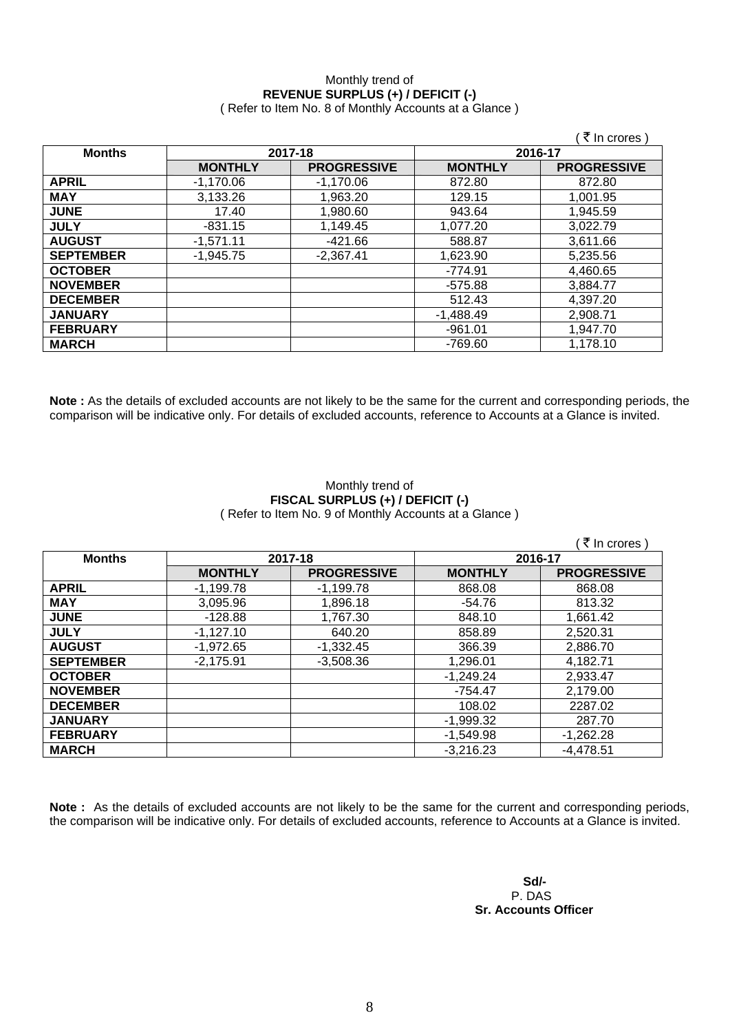Monthly trend of

**REVENUE SURPLUS (+) / DEFICIT (-)**

( Refer to Item No. 8 of Monthly Accounts at a Glance )

( ₹ In crores )

| Months | 2017-18 | | 2016-17 | |
|---|---|---|---|---|
| | **MONTHLY** | **PROGRESSIVE** | **MONTHLY** | **PROGRESSIVE** |
| **APRIL** | -1,170.06 | -1,170.06 | 872.80 | 872.80 |
| **MAY** | 3,133.26 | 1,963.20 | 129.15 | 1,001.95 |
| **JUNE** | 17.40 | 1,980.60 | 943.64 | 1,945.59 |
| **JULY** | -831.15 | 1,149.45 | 1,077.20 | 3,022.79 |
| **AUGUST** | -1,571.11 | -421.66 | 588.87 | 3,611.66 |
| **SEPTEMBER** | -1,945.75 | -2,367.41 | 1,623.90 | 5,235.56 |
| **OCTOBER** | | | -774.91 | 4,460.65 |
| **NOVEMBER** | | | -575.88 | 3,884.77 |
| **DECEMBER** | | | 512.43 | 4,397.20 |
| **JANUARY** | | | -1,488.49 | 2,908.71 |
| **FEBRUARY** | | | -961.01 | 1,947.70 |
| **MARCH** | | | -769.60 | 1,178.10 |

**Note :** As the details of excluded accounts are not likely to be the same for the current and corresponding periods, the comparison will be indicative only. For details of excluded accounts, reference to Accounts at a Glance is invited.

Monthly trend of

**FISCAL SURPLUS (+) / DEFICIT (-)**

( Refer to Item No. 9 of Monthly Accounts at a Glance )

( ₹ In crores )

| Months | 2017-18 | | 2016-17 | |
|---|---|---|---|---|
| | **MONTHLY** | **PROGRESSIVE** | **MONTHLY** | **PROGRESSIVE** |
| **APRIL** | -1,199.78 | -1,199.78 | 868.08 | 868.08 |
| **MAY** | 3,095.96 | 1,896.18 | -54.76 | 813.32 |
| **JUNE** | -128.88 | 1,767.30 | 848.10 | 1,661.42 |
| **JULY** | -1,127.10 | 640.20 | 858.89 | 2,520.31 |
| **AUGUST** | -1,972.65 | -1,332.45 | 366.39 | 2,886.70 |
| **SEPTEMBER** | -2,175.91 | -3,508.36 | 1,296.01 | 4,182.71 |
| **OCTOBER** | | | -1,249.24 | 2,933.47 |
| **NOVEMBER** | | | -754.47 | 2,179.00 |
| **DECEMBER** | | | 108.02 | 2287.02 |
| **JANUARY** | | | -1,999.32 | 287.70 |
| **FEBRUARY** | | | -1,549.98 | -1,262.28 |
| **MARCH** | | | -3,216.23 | -4,478.51 |

**Note :** As the details of excluded accounts are not likely to be the same for the current and corresponding periods, the comparison will be indicative only. For details of excluded accounts, reference to Accounts at a Glance is invited.

**Sd/-**
P. DAS
**Sr. Accounts Officer**